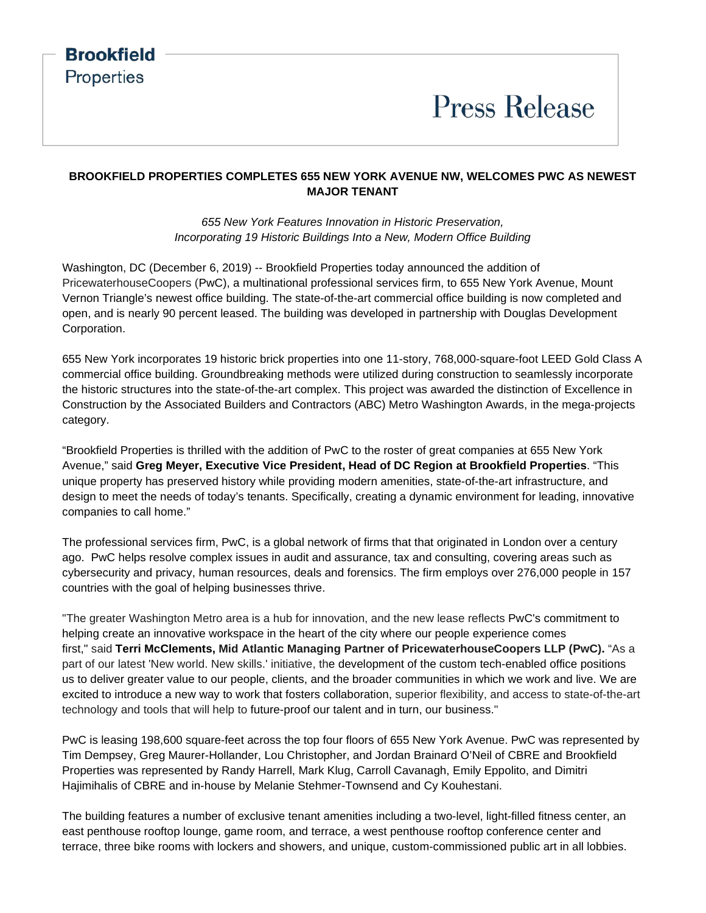Brookfield Properties

# Press Release

**BROOKFIELD PROPERTIES COMPLETES 655 NEW YORK AVENUE NW, WELCOMES PWC AS NEWEST MAJOR TENANT**

*655 New York Features Innovation in Historic Preservation, Incorporating 19 Historic Buildings Into a New, Modern Office Building*

Washington, DC (December 6, 2019) -- Brookfield Properties today announced the addition of PricewaterhouseCoopers (PwC), a multinational professional services firm, to 655 New York Avenue, Mount Vernon Triangle's newest office building. The state-of-the-art commercial office building is now completed and open, and is nearly 90 percent leased. The building was developed in partnership with Douglas Development Corporation.

655 New York incorporates 19 historic brick properties into one 11-story, 768,000-square-foot LEED Gold Class A commercial office building. Groundbreaking methods were utilized during construction to seamlessly incorporate the historic structures into the state-of-the-art complex. This project was awarded the distinction of Excellence in Construction by the Associated Builders and Contractors (ABC) Metro Washington Awards, in the mega-projects category.

"Brookfield Properties is thrilled with the addition of PwC to the roster of great companies at 655 New York Avenue," said **Greg Meyer, Executive Vice President, Head of DC Region at Brookfield Properties**. "This unique property has preserved history while providing modern amenities, state-of-the-art infrastructure, and design to meet the needs of today's tenants. Specifically, creating a dynamic environment for leading, innovative companies to call home."

The professional services firm, PwC, is a global network of firms that that originated in London over a century ago. PwC helps resolve complex issues in audit and assurance, tax and consulting, covering areas such as cybersecurity and privacy, human resources, deals and forensics. The firm employs over 276,000 people in 157 countries with the goal of helping businesses thrive.

"The greater Washington Metro area is a hub for innovation, and the new lease reflects PwC's commitment to helping create an innovative workspace in the heart of the city where our people experience comes first," said **Terri McClements, Mid Atlantic Managing Partner of PricewaterhouseCoopers LLP (PwC).** "As a part of our latest 'New world. New skills.' initiative, the development of the custom tech-enabled office positions us to deliver greater value to our people, clients, and the broader communities in which we work and live. We are excited to introduce a new way to work that fosters collaboration, superior flexibility, and access to state-of-the-art technology and tools that will help to future-proof our talent and in turn, our business."

PwC is leasing 198,600 square-feet across the top four floors of 655 New York Avenue. PwC was represented by Tim Dempsey, Greg Maurer-Hollander, Lou Christopher, and Jordan Brainard O'Neil of CBRE and Brookfield Properties was represented by Randy Harrell, Mark Klug, Carroll Cavanagh, Emily Eppolito, and Dimitri Hajimihalis of CBRE and in-house by Melanie Stehmer-Townsend and Cy Kouhestani.

The building features a number of exclusive tenant amenities including a two-level, light-filled fitness center, an east penthouse rooftop lounge, game room, and terrace, a west penthouse rooftop conference center and terrace, three bike rooms with lockers and showers, and unique, custom-commissioned public art in all lobbies.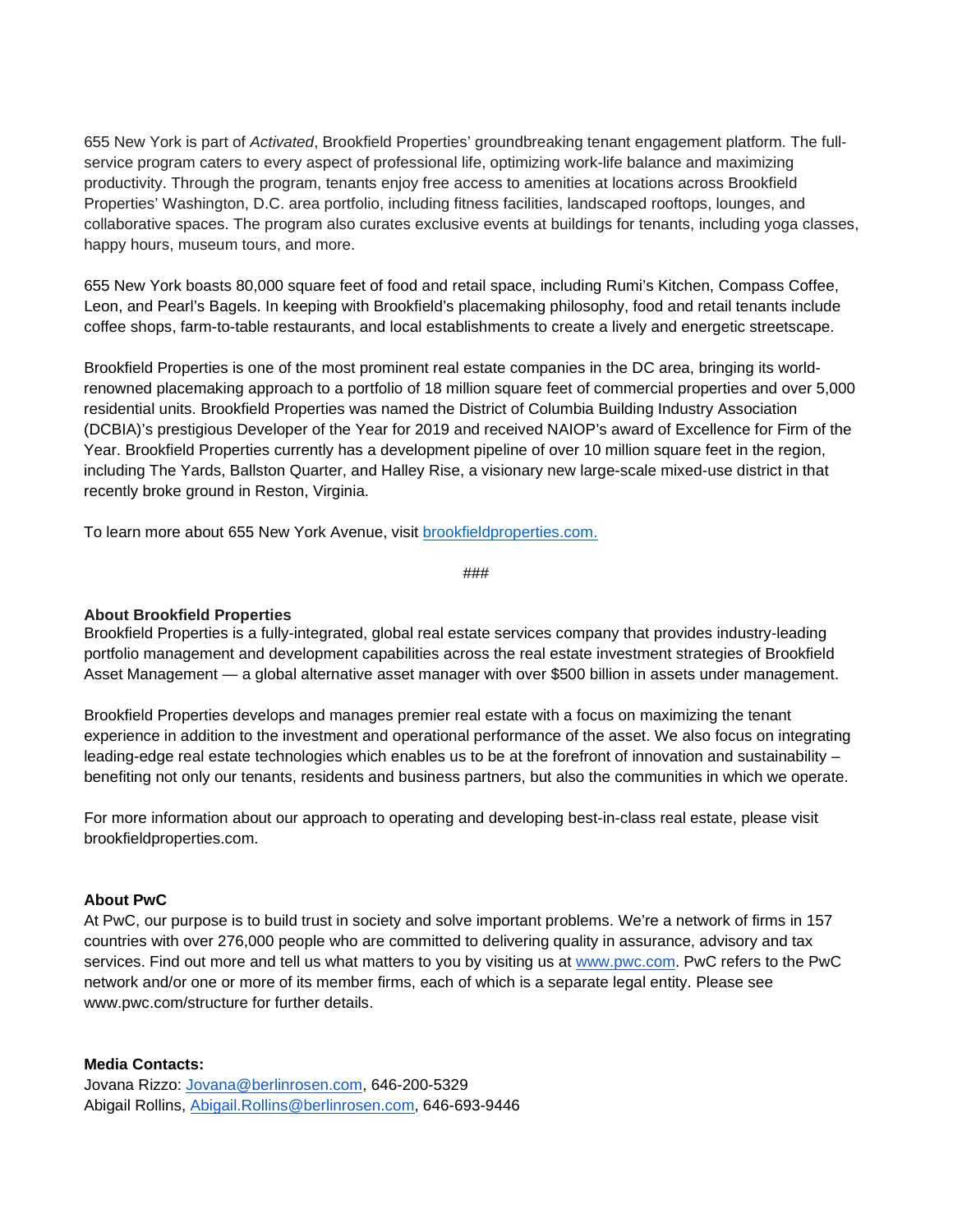655 New York is part of *Activated*, Brookfield Properties' groundbreaking tenant engagement platform. The full-service program caters to every aspect of professional life, optimizing work-life balance and maximizing productivity. Through the program, tenants enjoy free access to amenities at locations across Brookfield Properties' Washington, D.C. area portfolio, including fitness facilities, landscaped rooftops, lounges, and collaborative spaces. The program also curates exclusive events at buildings for tenants, including yoga classes, happy hours, museum tours, and more.

655 New York boasts 80,000 square feet of food and retail space, including Rumi's Kitchen, Compass Coffee, Leon, and Pearl's Bagels. In keeping with Brookfield's placemaking philosophy, food and retail tenants include coffee shops, farm-to-table restaurants, and local establishments to create a lively and energetic streetscape.

Brookfield Properties is one of the most prominent real estate companies in the DC area, bringing its world-renowned placemaking approach to a portfolio of 18 million square feet of commercial properties and over 5,000 residential units. Brookfield Properties was named the District of Columbia Building Industry Association (DCBIA)'s prestigious Developer of the Year for 2019 and received NAIOP's award of Excellence for Firm of the Year. Brookfield Properties currently has a development pipeline of over 10 million square feet in the region, including The Yards, Ballston Quarter, and Halley Rise, a visionary new large-scale mixed-use district in that recently broke ground in Reston, Virginia.

To learn more about 655 New York Avenue, visit brookfieldproperties.com.

###

**About Brookfield Properties**
Brookfield Properties is a fully-integrated, global real estate services company that provides industry-leading portfolio management and development capabilities across the real estate investment strategies of Brookfield Asset Management — a global alternative asset manager with over $500 billion in assets under management.

Brookfield Properties develops and manages premier real estate with a focus on maximizing the tenant experience in addition to the investment and operational performance of the asset. We also focus on integrating leading-edge real estate technologies which enables us to be at the forefront of innovation and sustainability – benefiting not only our tenants, residents and business partners, but also the communities in which we operate.

For more information about our approach to operating and developing best-in-class real estate, please visit brookfieldproperties.com.

**About PwC**
At PwC, our purpose is to build trust in society and solve important problems. We're a network of firms in 157 countries with over 276,000 people who are committed to delivering quality in assurance, advisory and tax services. Find out more and tell us what matters to you by visiting us at www.pwc.com. PwC refers to the PwC network and/or one or more of its member firms, each of which is a separate legal entity. Please see www.pwc.com/structure for further details.

**Media Contacts:**
Jovana Rizzo: Jovana@berlinrosen.com, 646-200-5329
Abigail Rollins, Abigail.Rollins@berlinrosen.com, 646-693-9446